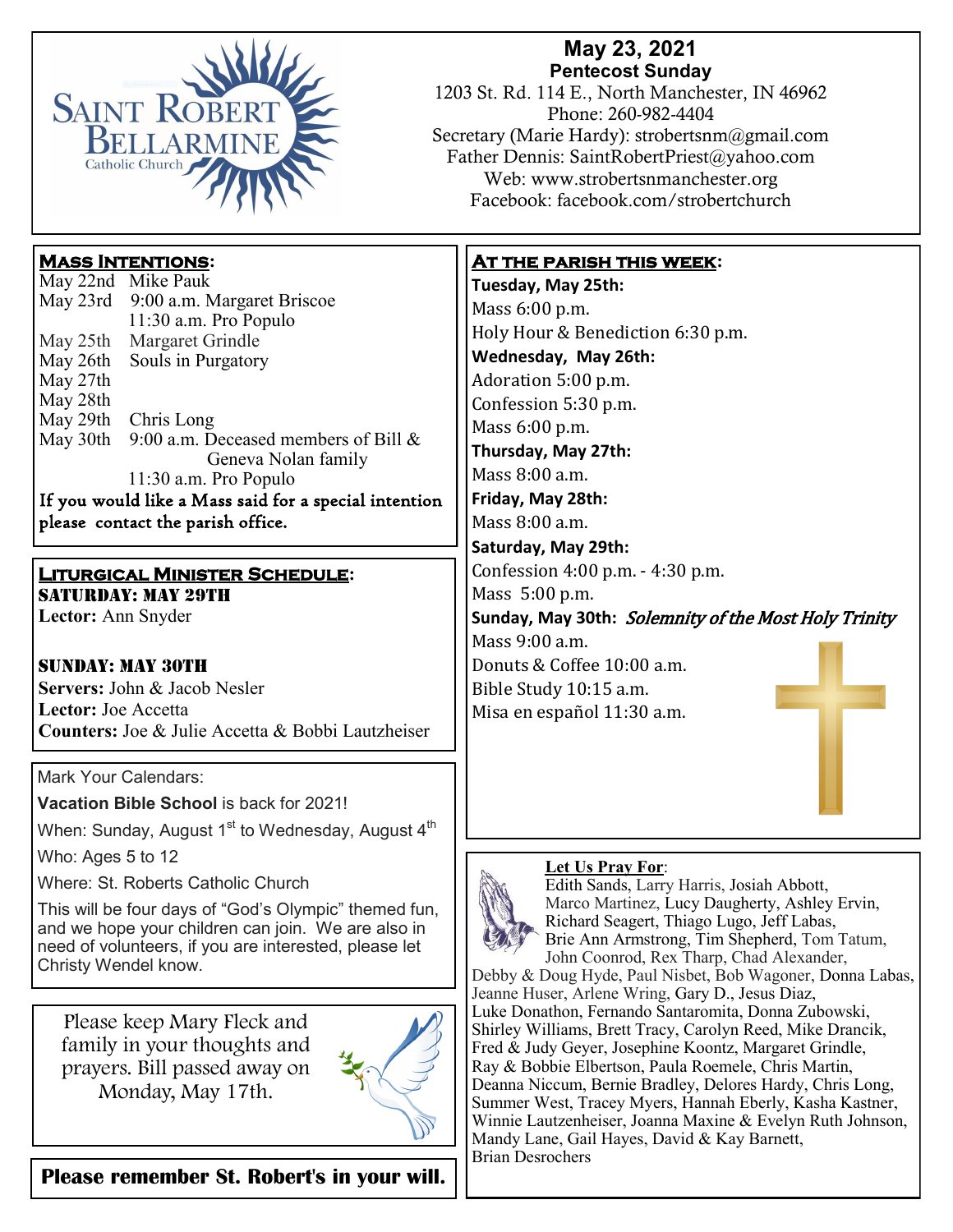# May 23, 2021

**Pentecost Sunday**

1203 St. Rd. 114 E., North Manchester, IN 46962
Phone: 260-982-4404
Secretary (Marie Hardy): strobertsnm@gmail.com
Father Dennis: SaintRobertPriest@yahoo.com
Web: www.strobertsnmanchester.org
Facebook: facebook.com/strobertchurch

## Mass Intentions:

May 22nd Mike Pauk
May 23rd 9:00 a.m. Margaret Briscoe
11:30 a.m. Pro Populo
May 25th Margaret Grindle
May 26th Souls in Purgatory
May 27th
May 28th
May 29th Chris Long
May 30th 9:00 a.m. Deceased members of Bill & Geneva Nolan family
11:30 a.m. Pro Populo

If you would like a Mass said for a special intention please contact the parish office.

## Liturgical Minister Schedule:

### Saturday: May 29th

**Lector:** Ann Snyder

### Sunday: May 30th

**Servers:** John & Jacob Nesler
**Lector:** Joe Accetta
**Counters:** Joe & Julie Accetta & Bobbi Lautzheiser

Mark Your Calendars:

**Vacation Bible School** is back for 2021!

When: Sunday, August 1st to Wednesday, August 4th

Who: Ages 5 to 12

Where: St. Roberts Catholic Church

This will be four days of "God's Olympic" themed fun, and we hope your children can join. We are also in need of volunteers, if you are interested, please let Christy Wendel know.

Please keep Mary Fleck and family in your thoughts and prayers. Bill passed away on Monday, May 17th.

**Please remember St. Robert's in your will.**

## At the parish this week:

**Tuesday, May 25th:**
Mass 6:00 p.m.
Holy Hour & Benediction 6:30 p.m.

**Wednesday, May 26th:**
Adoration 5:00 p.m.
Confession 5:30 p.m.
Mass 6:00 p.m.

**Thursday, May 27th:**
Mass 8:00 a.m.

**Friday, May 28th:**
Mass 8:00 a.m.

**Saturday, May 29th:**
Confession 4:00 p.m. - 4:30 p.m.
Mass 5:00 p.m.

**Sunday, May 30th:** *Solemnity of the Most Holy Trinity*
Mass 9:00 a.m.
Donuts & Coffee 10:00 a.m.
Bible Study 10:15 a.m.
Misa en español 11:30 a.m.

## Let Us Pray For:

Edith Sands, Larry Harris, Josiah Abbott, Marco Martinez, Lucy Daugherty, Ashley Ervin, Richard Seagert, Thiago Lugo, Jeff Labas, Brie Ann Armstrong, Tim Shepherd, Tom Tatum, John Coonrod, Rex Tharp, Chad Alexander, Debby & Doug Hyde, Paul Nisbet, Bob Wagoner, Donna Labas, Jeanne Huser, Arlene Wring, Gary D., Jesus Diaz, Luke Donathon, Fernando Santaromita, Donna Zubowski, Shirley Williams, Brett Tracy, Carolyn Reed, Mike Drancik, Fred & Judy Geyer, Josephine Koontz, Margaret Grindle, Ray & Bobbie Elbertson, Paula Roemele, Chris Martin, Deanna Niccum, Bernie Bradley, Delores Hardy, Chris Long, Summer West, Tracey Myers, Hannah Eberly, Kasha Kastner, Winnie Lautzenheiser, Joanna Maxine & Evelyn Ruth Johnson, Mandy Lane, Gail Hayes, David & Kay Barnett, Brian Desrochers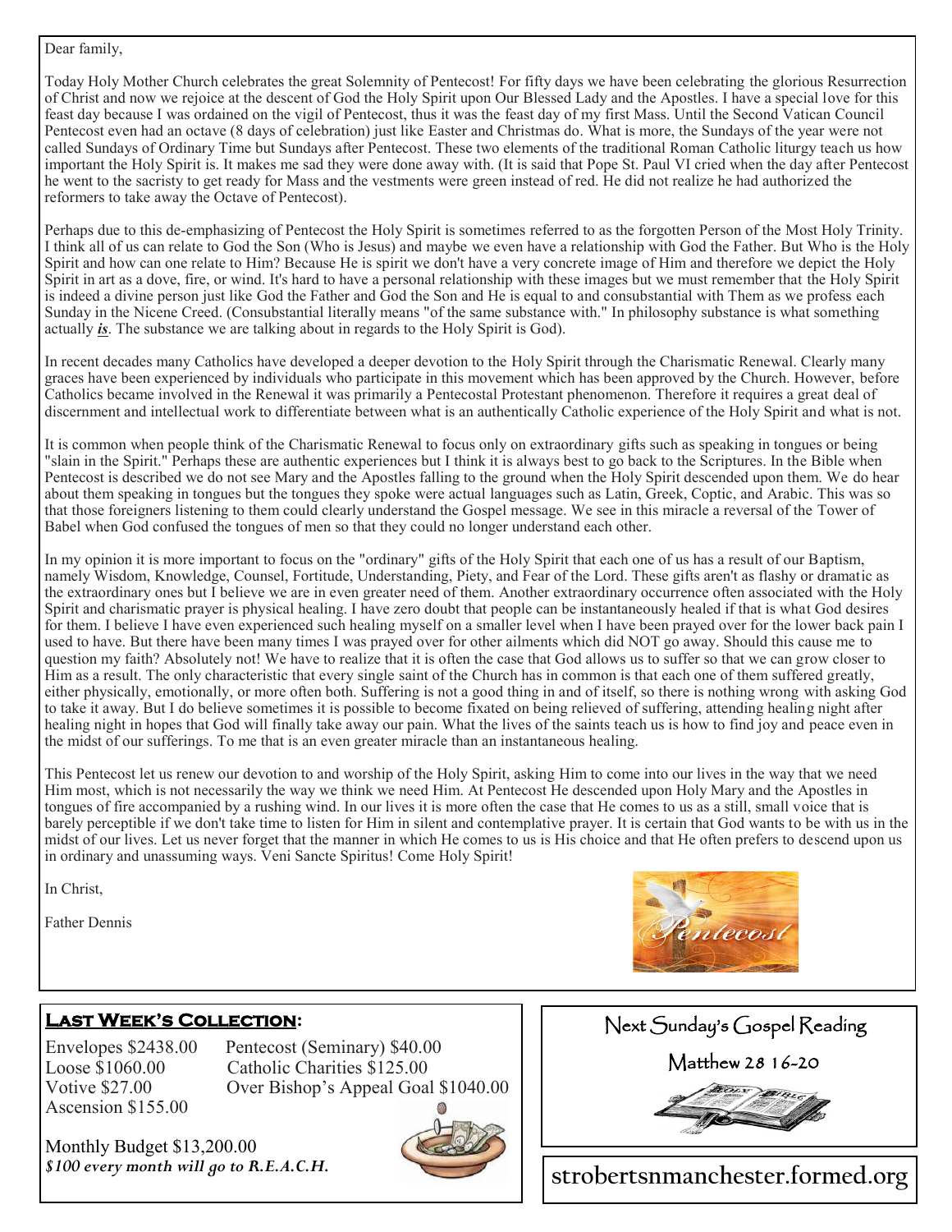Dear family,

Today Holy Mother Church celebrates the great Solemnity of Pentecost! For fifty days we have been celebrating the glorious Resurrection of Christ and now we rejoice at the descent of God the Holy Spirit upon Our Blessed Lady and the Apostles. I have a special love for this feast day because I was ordained on the vigil of Pentecost, thus it was the feast day of my first Mass. Until the Second Vatican Council Pentecost even had an octave (8 days of celebration) just like Easter and Christmas do. What is more, the Sundays of the year were not called Sundays of Ordinary Time but Sundays after Pentecost. These two elements of the traditional Roman Catholic liturgy teach us how important the Holy Spirit is. It makes me sad they were done away with. (It is said that Pope St. Paul VI cried when the day after Pentecost he went to the sacristy to get ready for Mass and the vestments were green instead of red. He did not realize he had authorized the reformers to take away the Octave of Pentecost).

Perhaps due to this de-emphasizing of Pentecost the Holy Spirit is sometimes referred to as the forgotten Person of the Most Holy Trinity. I think all of us can relate to God the Son (Who is Jesus) and maybe we even have a relationship with God the Father. But Who is the Holy Spirit and how can one relate to Him? Because He is spirit we don't have a very concrete image of Him and therefore we depict the Holy Spirit in art as a dove, fire, or wind. It's hard to have a personal relationship with these images but we must remember that the Holy Spirit is indeed a divine person just like God the Father and God the Son and He is equal to and consubstantial with Them as we profess each Sunday in the Nicene Creed. (Consubstantial literally means "of the same substance with." In philosophy substance is what something actually ***is***. The substance we are talking about in regards to the Holy Spirit is God).

In recent decades many Catholics have developed a deeper devotion to the Holy Spirit through the Charismatic Renewal. Clearly many graces have been experienced by individuals who participate in this movement which has been approved by the Church. However, before Catholics became involved in the Renewal it was primarily a Pentecostal Protestant phenomenon. Therefore it requires a great deal of discernment and intellectual work to differentiate between what is an authentically Catholic experience of the Holy Spirit and what is not.

It is common when people think of the Charismatic Renewal to focus only on extraordinary gifts such as speaking in tongues or being "slain in the Spirit." Perhaps these are authentic experiences but I think it is always best to go back to the Scriptures. In the Bible when Pentecost is described we do not see Mary and the Apostles falling to the ground when the Holy Spirit descended upon them. We do hear about them speaking in tongues but the tongues they spoke were actual languages such as Latin, Greek, Coptic, and Arabic. This was so that those foreigners listening to them could clearly understand the Gospel message. We see in this miracle a reversal of the Tower of Babel when God confused the tongues of men so that they could no longer understand each other.

In my opinion it is more important to focus on the "ordinary" gifts of the Holy Spirit that each one of us has a result of our Baptism, namely Wisdom, Knowledge, Counsel, Fortitude, Understanding, Piety, and Fear of the Lord. These gifts aren't as flashy or dramatic as the extraordinary ones but I believe we are in even greater need of them. Another extraordinary occurrence often associated with the Holy Spirit and charismatic prayer is physical healing. I have zero doubt that people can be instantaneously healed if that is what God desires for them. I believe I have even experienced such healing myself on a smaller level when I have been prayed over for the lower back pain I used to have. But there have been many times I was prayed over for other ailments which did NOT go away. Should this cause me to question my faith? Absolutely not! We have to realize that it is often the case that God allows us to suffer so that we can grow closer to Him as a result. The only characteristic that every single saint of the Church has in common is that each one of them suffered greatly, either physically, emotionally, or more often both. Suffering is not a good thing in and of itself, so there is nothing wrong with asking God to take it away. But I do believe sometimes it is possible to become fixated on being relieved of suffering, attending healing night after healing night in hopes that God will finally take away our pain. What the lives of the saints teach us is how to find joy and peace even in the midst of our sufferings. To me that is an even greater miracle than an instantaneous healing.

This Pentecost let us renew our devotion to and worship of the Holy Spirit, asking Him to come into our lives in the way that we need Him most, which is not necessarily the way we think we need Him. At Pentecost He descended upon Holy Mary and the Apostles in tongues of fire accompanied by a rushing wind. In our lives it is more often the case that He comes to us as a still, small voice that is barely perceptible if we don't take time to listen for Him in silent and contemplative prayer. It is certain that God wants to be with us in the midst of our lives. Let us never forget that the manner in which He comes to us is His choice and that He often prefers to descend upon us in ordinary and unassuming ways. Veni Sancte Spiritus! Come Holy Spirit!

In Christ,

Father Dennis

## Last Week's Collection:

Envelopes $2438.00
Loose $1060.00
Votive $27.00
Ascension $155.00

Pentecost (Seminary) $40.00
Catholic Charities $125.00
Over Bishop's Appeal Goal $1040.00

Monthly Budget $13,200.00
***$100 every month will go to R.E.A.C.H.***

## Next Sunday's Gospel Reading

Matthew 28 16-20

**strobertsnmanchester.formed.org**